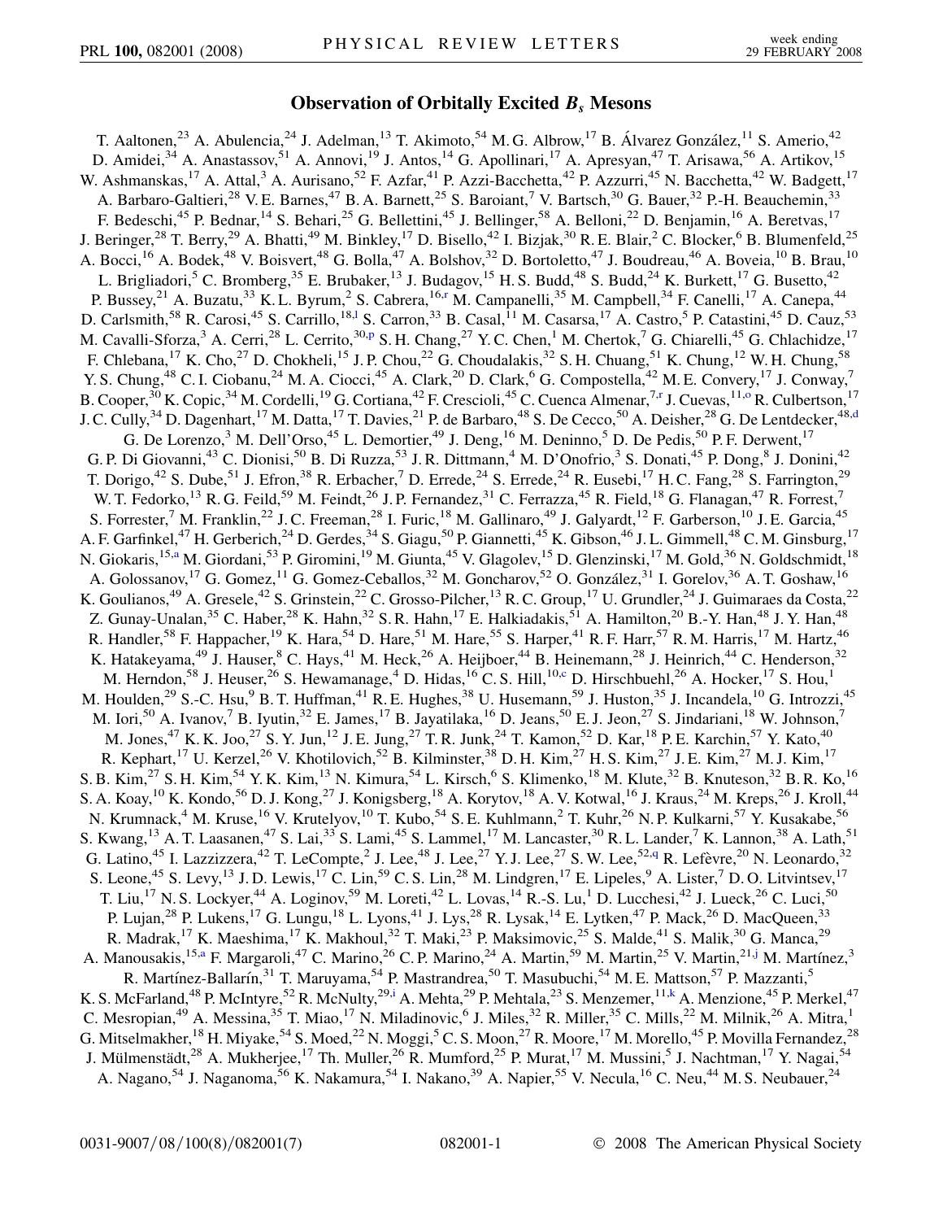# Observation of Orbitally Excited $B_s$ Mesons

T. Aaltonen,[23] A. Abulencia,[24] J. Adelman,[13] T. Akimoto,[54] M. G. Albrow,[17] B. Álvarez González,[11] S. Amerio,[42] D. Amidei,[34] A. Anastassov,[51] A. Annovi,[19] J. Antos,[14] G. Apollinari,[17] A. Apresyan,[47] T. Arisawa,[56] A. Artikov,[15] W. Ashmanskas,[17] A. Attal,[3] A. Aurisano,[52] F. Azfar,[41] P. Azzi-Bacchetta,[42] P. Azzurri,[45] N. Bacchetta,[42] W. Badgett,[17] A. Barbaro-Galtieri,[28] V. E. Barnes,[47] B. A. Barnett,[25] S. Baroiant,[7] V. Bartsch,[30] G. Bauer,[32] P.-H. Beauchemin,[33] F. Bedeschi,[45] P. Bednar,[14] S. Behari,[25] G. Bellettini,[45] J. Bellinger,[58] A. Belloni,[22] D. Benjamin,[16] A. Beretvas,[17] J. Beringer,[28] T. Berry,[29] A. Bhatti,[49] M. Binkley,[17] D. Bisello,[42] I. Bizjak,[30] R. E. Blair,[2] C. Blocker,[6] B. Blumenfeld,[25] A. Bocci,[16] A. Bodek,[48] V. Boisvert,[48] G. Bolla,[47] A. Bolshov,[32] D. Bortoletto,[47] J. Boudreau,[46] A. Boveia,[10] B. Brau,[10] L. Brigliadori,[5] C. Bromberg,[35] E. Brubaker,[13] J. Budagov,[15] H. S. Budd,[48] S. Budd,[24] K. Burkett,[17] G. Busetto,[42] P. Bussey,[21] A. Buzatu,[33] K. L. Byrum,[2] S. Cabrera,[16,r] M. Campanelli,[35] M. Campbell,[34] F. Canelli,[17] A. Canepa,[44] D. Carlsmith,[58] R. Carosi,[45] S. Carrillo,[18,l] S. Carron,[33] B. Casal,[11] M. Casarsa,[17] A. Castro,[5] P. Catastini,[45] D. Cauz,[53] M. Cavalli-Sforza,[3] A. Cerri,[28] L. Cerrito,[30,p] S. H. Chang,[27] Y. C. Chen,[1] M. Chertok,[7] G. Chiarelli,[45] G. Chlachidze,[17] F. Chlebana,[17] K. Cho,[27] D. Chokheli,[15] J. P. Chou,[22] G. Choudalakis,[32] S. H. Chuang,[51] K. Chung,[12] W. H. Chung,[58] Y. S. Chung,[48] C. I. Ciobanu,[24] M. A. Ciocci,[45] A. Clark,[20] D. Clark,[6] G. Compostella,[42] M. E. Convery,[17] J. Conway,[7] B. Cooper,[30] K. Copic,[34] M. Cordelli,[19] G. Cortiana,[42] F. Crescioli,[45] C. Cuenca Almenar,[7,r] J. Cuevas,[11,o] R. Culbertson,[17] J. C. Cully,[34] D. Dagenhart,[17] M. Datta,[17] T. Davies,[21] P. de Barbaro,[48] S. De Cecco,[50] A. Deisher,[28] G. De Lentdecker,[48,d] G. De Lorenzo,[3] M. Dell'Orso,[45] L. Demortier,[49] J. Deng,[16] M. Deninno,[5] D. De Pedis,[50] P. F. Derwent,[17] G. P. Di Giovanni,[43] C. Dionisi,[50] B. Di Ruzza,[53] J. R. Dittmann,[4] M. D'Onofrio,[3] S. Donati,[45] P. Dong,[8] J. Donini,[42] T. Dorigo,[42] S. Dube,[51] J. Efron,[38] R. Erbacher,[7] D. Errede,[24] S. Errede,[24] R. Eusebi,[17] H. C. Fang,[28] S. Farrington,[29] W. T. Fedorko,[13] R. G. Feild,[59] M. Feindt,[26] J. P. Fernandez,[31] C. Ferrazza,[45] R. Field,[18] G. Flanagan,[47] R. Forrest,[7] S. Forrester,[7] M. Franklin,[22] J. C. Freeman,[28] I. Furic,[18] M. Gallinaro,[49] J. Galyardt,[12] F. Garberson,[10] J. E. Garcia,[45] A. F. Garfinkel,[47] H. Gerberich,[24] D. Gerdes,[34] S. Giagu,[50] P. Giannetti,[45] K. Gibson,[46] J. L. Gimmell,[48] C. M. Ginsburg,[17] N. Giokaris,[15,a] M. Giordani,[53] P. Giromini,[19] M. Giunta,[45] V. Glagolev,[15] D. Glenzinski,[17] M. Gold,[36] N. Goldschmidt,[18] A. Golossanov,[17] G. Gomez,[11] G. Gomez-Ceballos,[32] M. Goncharov,[52] O. González,[31] I. Gorelov,[36] A. T. Goshaw,[16] K. Goulianos,[49] A. Gresele,[42] S. Grinstein,[22] C. Grosso-Pilcher,[13] R. C. Group,[17] U. Grundler,[24] J. Guimaraes da Costa,[22] Z. Gunay-Unalan,[35] C. Haber,[28] K. Hahn,[32] S. R. Hahn,[17] E. Halkiadakis,[51] A. Hamilton,[20] B.-Y. Han,[48] J. Y. Han,[48] R. Handler,[58] F. Happacher,[19] K. Hara,[54] D. Hare,[51] M. Hare,[55] S. Harper,[41] R. F. Harr,[57] R. M. Harris,[17] M. Hartz,[46] K. Hatakeyama,[49] J. Hauser,[8] C. Hays,[41] M. Heck,[26] A. Heijboer,[44] B. Heinemann,[28] J. Heinrich,[44] C. Henderson,[32] M. Herndon,[58] J. Heuser,[26] S. Hewamanage,[4] D. Hidas,[16] C. S. Hill,[10,c] D. Hirschbuehl,[26] A. Hocker,[17] S. Hou,[1] M. Houlden,[29] S.-C. Hsu,[9] B. T. Huffman,[41] R. E. Hughes,[38] U. Husemann,[59] J. Huston,[35] J. Incandela,[10] G. Introzzi,[45] M. Iori,[50] A. Ivanov,[7] B. Iyutin,[32] E. James,[17] B. Jayatilaka,[16] D. Jeans,[50] E. J. Jeon,[27] S. Jindariani,[18] W. Johnson,[7] M. Jones,[47] K. K. Joo,[27] S. Y. Jun,[12] J. E. Jung,[27] T. R. Junk,[24] T. Kamon,[52] D. Kar,[18] P. E. Karchin,[57] Y. Kato,[40] R. Kephart,[17] U. Kerzel,[26] V. Khotilovich,[52] B. Kilminster,[38] D. H. Kim,[27] H. S. Kim,[27] J. E. Kim,[27] M. J. Kim,[17] S. B. Kim,[27] S. H. Kim,[54] Y. K. Kim,[13] N. Kimura,[54] L. Kirsch,[6] S. Klimenko,[18] M. Klute,[32] B. Knuteson,[32] B. R. Ko,[16] S. A. Koay,[10] K. Kondo,[56] D. J. Kong,[27] J. Konigsberg,[18] A. Korytov,[18] A. V. Kotwal,[16] J. Kraus,[24] M. Kreps,[26] J. Kroll,[44] N. Krumnack,[4] M. Kruse,[16] V. Krutelyov,[10] T. Kubo,[54] S. E. Kuhlmann,[2] T. Kuhr,[26] N. P. Kulkarni,[57] Y. Kusakabe,[56] S. Kwang,[13] A. T. Laasanen,[47] S. Lai,[33] S. Lami,[45] S. Lammel,[17] M. Lancaster,[30] R. L. Lander,[7] K. Lannon,[38] A. Lath,[51] G. Latino,[45] I. Lazzizzera,[42] T. LeCompte,[2] J. Lee,[48] J. Lee,[27] Y. J. Lee,[27] S. W. Lee,[52,q] R. Lefèvre,[20] N. Leonardo,[32] S. Leone,[45] S. Levy,[13] J. D. Lewis,[17] C. Lin,[59] C. S. Lin,[28] M. Lindgren,[17] E. Lipeles,[9] A. Lister,[7] D. O. Litvintsev,[17] T. Liu,[17] N. S. Lockyer,[44] A. Loginov,[59] M. Loreti,[42] L. Lovas,[14] R.-S. Lu,[1] D. Lucchesi,[42] J. Lueck,[26] C. Luci,[50] P. Lujan,[28] P. Lukens,[17] G. Lungu,[18] L. Lyons,[41] J. Lys,[28] R. Lysak,[14] E. Lytken,[47] P. Mack,[26] D. MacQueen,[33] R. Madrak,[17] K. Maeshima,[17] K. Makhoul,[32] T. Maki,[23] P. Maksimovic,[25] S. Malde,[41] S. Malik,[30] G. Manca,[29] A. Manousakis,[15,a] F. Margaroli,[47] C. Marino,[26] C. P. Marino,[24] A. Martin,[59] M. Martin,[25] V. Martin,[21,j] M. Martínez,[3] R. Martínez-Ballarín,[31] T. Maruyama,[54] P. Mastrandrea,[50] T. Masubuchi,[54] M. E. Mattson,[57] P. Mazzanti,[5] K. S. McFarland,[48] P. McIntyre,[52] R. McNulty,[29,i] A. Mehta,[29] P. Mehtala,[23] S. Menzemer,[11,k] A. Menzione,[45] P. Merkel,[47] C. Mesropian,[49] A. Messina,[35] T. Miao,[17] N. Miladinovic,[6] J. Miles,[32] R. Miller,[35] C. Mills,[22] M. Milnik,[26] A. Mitra,[1] G. Mitselmakher,[18] H. Miyake,[54] S. Moed,[22] N. Moggi,[5] C. S. Moon,[27] R. Moore,[17] M. Morello,[45] P. Movilla Fernandez,[28] J. Mülmenstädt,[28] A. Mukherjee,[17] Th. Muller,[26] R. Mumford,[25] P. Murat,[17] M. Mussini,[5] J. Nachtman,[17] Y. Nagai,[54] A. Nagano,[54] J. Naganoma,[56] K. Nakamura,[54] I. Nakano,[39] A. Napier,[55] V. Necula,[16] C. Neu,[44] M. S. Neubauer,[24]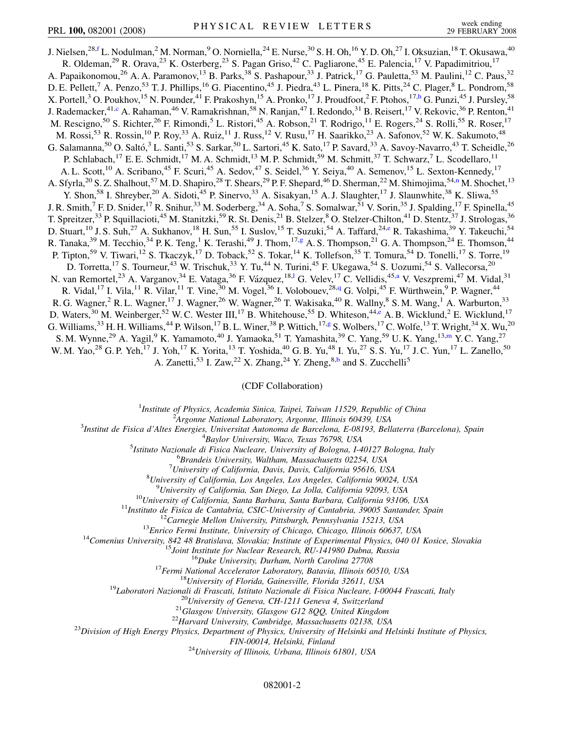J. Nielsen,[28,f] L. Nodulman,[2] M. Norman,[9] O. Norniella,[24] E. Nurse,[30] S. H. Oh,[16] Y. D. Oh,[27] I. Oksuzian,[18] T. Okusawa,[40] R. Oldeman,[29] R. Orava,[23] K. Osterberg,[23] S. Pagan Griso,[42] C. Pagliarone,[45] E. Palencia,[17] V. Papadimitriou,[17] A. Papaikonomou,[26] A. A. Paramonov,[13] B. Parks,[38] S. Pashapour,[33] J. Patrick,[17] G. Pauletta,[53] M. Paulini,[12] C. Paus,[32] D. E. Pellett,[7] A. Penzo,[53] T. J. Phillips,[16] G. Piacentino,[45] J. Piedra,[43] L. Pinera,[18] K. Pitts,[24] C. Plager,[8] L. Pondrom,[58] X. Portell,[3] O. Poukhov,[15] N. Pounder,[41] F. Prakoshyn,[15] A. Pronko,[17] J. Proudfoot,[2] F. Ptohos,[17,h] G. Punzi,[45] J. Pursley,[58] J. Rademacker,[41,c] A. Rahaman,[46] V. Ramakrishnan,[58] N. Ranjan,[47] I. Redondo,[31] B. Reisert,[17] V. Rekovic,[36] P. Renton,[41] M. Rescigno,[50] S. Richter,[26] F. Rimondi,[5] L. Ristori,[45] A. Robson,[21] T. Rodrigo,[11] E. Rogers,[24] S. Rolli,[55] R. Roser,[17] M. Rossi,[53] R. Rossin,[10] P. Roy,[33] A. Ruiz,[11] J. Russ,[12] V. Rusu,[17] H. Saarikko,[23] A. Safonov,[52] W. K. Sakumoto,[48] G. Salamanna,[50] O. Saltó,[3] L. Santi,[53] S. Sarkar,[50] L. Sartori,[45] K. Sato,[17] P. Savard,[33] A. Savoy-Navarro,[43] T. Scheidle,[26] P. Schlabach,[17] E. E. Schmidt,[17] M. A. Schmidt,[13] M. P. Schmidt,[59] M. Schmitt,[37] T. Schwarz,[7] L. Scodellaro,[11] A. L. Scott,[10] A. Scribano,[45] F. Scuri,[45] A. Sedov,[47] S. Seidel,[36] Y. Seiya,[40] A. Semenov,[15] L. Sexton-Kennedy,[17] A. Sfyrla,[20] S. Z. Shalhout,[57] M. D. Shapiro,[28] T. Shears,[29] P. F. Shepard,[46] D. Sherman,[22] M. Shimojima,[54,n] M. Shochet,[13] Y. Shon,[58] I. Shreyber,[20] A. Sidoti,[45] P. Sinervo,[33] A. Sisakyan,[15] A. J. Slaughter,[17] J. Slaunwhite,[38] K. Sliwa,[55] J. R. Smith,[7] F. D. Snider,[17] R. Snihur,[33] M. Soderberg,[34] A. Soha,[7] S. Somalwar,[51] V. Sorin,[35] J. Spalding,[17] F. Spinella,[45] T. Spreitzer,[33] P. Squillacioti,[45] M. Stanitzki,[59] R. St. Denis,[21] B. Stelzer,[8] O. Stelzer-Chilton,[41] D. Stentz,[37] J. Strologas,[36] D. Stuart,[10] J. S. Suh,[27] A. Sukhanov,[18] H. Sun,[55] I. Suslov,[15] T. Suzuki,[54] A. Taffard,[24,e] R. Takashima,[39] Y. Takeuchi,[54] R. Tanaka,[39] M. Tecchio,[34] P. K. Teng,[1] K. Terashi,[49] J. Thom,[17,g] A. S. Thompson,[21] G. A. Thompson,[24] E. Thomson,[44] P. Tipton,[59] V. Tiwari,[12] S. Tkaczyk,[17] D. Toback,[52] S. Tokar,[14] K. Tollefson,[35] T. Tomura,[54] D. Tonelli,[17] S. Torre,[19] D. Torretta,[17] S. Tourneur,[43] W. Trischuk,[33] Y. Tu,[44] N. Turini,[45] F. Ukegawa,[54] S. Uozumi,[54] S. Vallecorsa,[20] N. van Remortel,[23] A. Varganov,[34] E. Vataga,[36] F. Vázquez,[18,l] G. Velev,[17] C. Vellidis,[45,a] V. Veszpremi,[47] M. Vidal,[31] R. Vidal,[17] I. Vila,[11] R. Vilar,[11] T. Vine,[30] M. Vogel,[36] I. Volobouev,[28,q] G. Volpi,[45] F. Würthwein,[9] P. Wagner,[44] R. G. Wagner,[2] R. L. Wagner,[17] J. Wagner,[26] W. Wagner,[26] T. Wakisaka,[40] R. Wallny,[8] S. M. Wang,[1] A. Warburton,[33] D. Waters,[30] M. Weinberger,[52] W. C. Wester III,[17] B. Whitehouse,[55] D. Whiteson,[44,e] A. B. Wicklund,[2] E. Wicklund,[17] G. Williams,[33] H. H. Williams,[44] P. Wilson,[17] B. L. Winer,[38] P. Wittich,[17,g] S. Wolbers,[17] C. Wolfe,[13] T. Wright,[34] X. Wu,[20] S. M. Wynne,[29] A. Yagil,[9] K. Yamamoto,[40] J. Yamaoka,[51] T. Yamashita,[39] C. Yang,[59] U. K. Yang,[13,m] Y. C. Yang,[27] W. M. Yao,[28] G. P. Yeh,[17] J. Yoh,[17] K. Yorita,[13] T. Yoshida,[40] G. B. Yu,[48] I. Yu,[27] S. S. Yu,[17] J. C. Yun,[17] L. Zanello,[50] A. Zanetti,[53] I. Zaw,[22] X. Zhang,[24] Y. Zheng,[8,b] and S. Zucchelli[5]

(CDF Collaboration)

[1]*Institute of Physics, Academia Sinica, Taipei, Taiwan 11529, Republic of China*
[2]*Argonne National Laboratory, Argonne, Illinois 60439, USA*
[3]*Institut de Fisica d'Altes Energies, Universitat Autonoma de Barcelona, E-08193, Bellaterra (Barcelona), Spain*
[4]*Baylor University, Waco, Texas 76798, USA*
[5]*Istituto Nazionale di Fisica Nucleare, University of Bologna, I-40127 Bologna, Italy*
[6]*Brandeis University, Waltham, Massachusetts 02254, USA*
[7]*University of California, Davis, Davis, California 95616, USA*
[8]*University of California, Los Angeles, Los Angeles, California 90024, USA*
[9]*University of California, San Diego, La Jolla, California 92093, USA*
[10]*University of California, Santa Barbara, Santa Barbara, California 93106, USA*
[11]*Instituto de Fisica de Cantabria, CSIC-University of Cantabria, 39005 Santander, Spain*
[12]*Carnegie Mellon University, Pittsburgh, Pennsylvania 15213, USA*
[13]*Enrico Fermi Institute, University of Chicago, Chicago, Illinois 60637, USA*
[14]*Comenius University, 842 48 Bratislava, Slovakia; Institute of Experimental Physics, 040 01 Kosice, Slovakia*
[15]*Joint Institute for Nuclear Research, RU-141980 Dubna, Russia*
[16]*Duke University, Durham, North Carolina 27708*
[17]*Fermi National Accelerator Laboratory, Batavia, Illinois 60510, USA*
[18]*University of Florida, Gainesville, Florida 32611, USA*
[19]*Laboratori Nazionali di Frascati, Istituto Nazionale di Fisica Nucleare, I-00044 Frascati, Italy*
[20]*University of Geneva, CH-1211 Geneva 4, Switzerland*
[21]*Glasgow University, Glasgow G12 8QQ, United Kingdom*
[22]*Harvard University, Cambridge, Massachusetts 02138, USA*
[23]*Division of High Energy Physics, Department of Physics, University of Helsinki and Helsinki Institute of Physics, FIN-00014, Helsinki, Finland*
[24]*University of Illinois, Urbana, Illinois 61801, USA*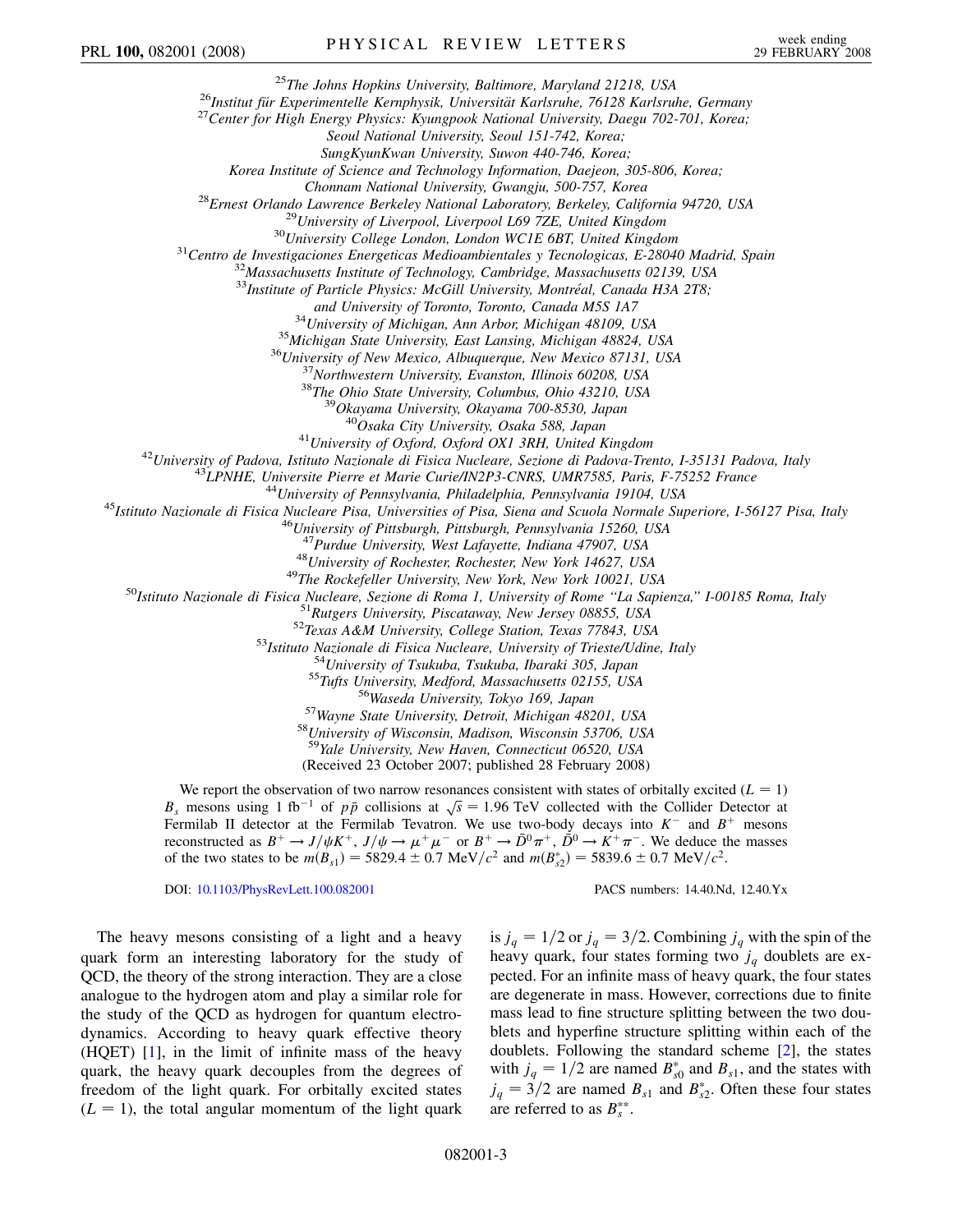[25] The Johns Hopkins University, Baltimore, Maryland 21218, USA
[26] Institut für Experimentelle Kernphysik, Universität Karlsruhe, 76128 Karlsruhe, Germany
[27] Center for High Energy Physics: Kyungpook National University, Daegu 702-701, Korea; Seoul National University, Seoul 151-742, Korea; SungKyunKwan University, Suwon 440-746, Korea; Korea Institute of Science and Technology Information, Daejeon, 305-806, Korea; Chonnam National University, Gwangju, 500-757, Korea
[28] Ernest Orlando Lawrence Berkeley National Laboratory, Berkeley, California 94720, USA
[29] University of Liverpool, Liverpool L69 7ZE, United Kingdom
[30] University College London, London WC1E 6BT, United Kingdom
[31] Centro de Investigaciones Energeticas Medioambientales y Tecnologicas, E-28040 Madrid, Spain
[32] Massachusetts Institute of Technology, Cambridge, Massachusetts 02139, USA
[33] Institute of Particle Physics: McGill University, Montréal, Canada H3A 2T8; and University of Toronto, Toronto, Canada M5S 1A7
[34] University of Michigan, Ann Arbor, Michigan 48109, USA
[35] Michigan State University, East Lansing, Michigan 48824, USA
[36] University of New Mexico, Albuquerque, New Mexico 87131, USA
[37] Northwestern University, Evanston, Illinois 60208, USA
[38] The Ohio State University, Columbus, Ohio 43210, USA
[39] Okayama University, Okayama 700-8530, Japan
[40] Osaka City University, Osaka 588, Japan
[41] University of Oxford, Oxford OX1 3RH, United Kingdom
[42] University of Padova, Istituto Nazionale di Fisica Nucleare, Sezione di Padova-Trento, I-35131 Padova, Italy
[43] LPNHE, Universite Pierre et Marie Curie/IN2P3-CNRS, UMR7585, Paris, F-75252 France
[44] University of Pennsylvania, Philadelphia, Pennsylvania 19104, USA
[45] Istituto Nazionale di Fisica Nucleare Pisa, Universities of Pisa, Siena and Scuola Normale Superiore, I-56127 Pisa, Italy
[46] University of Pittsburgh, Pittsburgh, Pennsylvania 15260, USA
[47] Purdue University, West Lafayette, Indiana 47907, USA
[48] University of Rochester, Rochester, New York 14627, USA
[49] The Rockefeller University, New York, New York 10021, USA
[50] Istituto Nazionale di Fisica Nucleare, Sezione di Roma 1, University of Rome "La Sapienza," I-00185 Roma, Italy
[51] Rutgers University, Piscataway, New Jersey 08855, USA
[52] Texas A&M University, College Station, Texas 77843, USA
[53] Istituto Nazionale di Fisica Nucleare, University of Trieste/Udine, Italy
[54] University of Tsukuba, Tsukuba, Ibaraki 305, Japan
[55] Tufts University, Medford, Massachusetts 02155, USA
[56] Waseda University, Tokyo 169, Japan
[57] Wayne State University, Detroit, Michigan 48201, USA
[58] University of Wisconsin, Madison, Wisconsin 53706, USA
[59] Yale University, New Haven, Connecticut 06520, USA

(Received 23 October 2007; published 28 February 2008)

We report the observation of two narrow resonances consistent with states of orbitally excited ($L = 1$) $B_s$ mesons using 1 fb$^{-1}$ of $p\bar{p}$ collisions at $\sqrt{s} = 1.96$ TeV collected with the Collider Detector at Fermilab II detector at the Fermilab Tevatron. We use two-body decays into $K^-$ and $B^+$ mesons reconstructed as $B^+ \to J/\psi K^+$, $J/\psi \to \mu^+\mu^-$ or $B^+ \to \bar{D}^0\pi^+$, $\bar{D}^0 \to K^+\pi^-$. We deduce the masses of the two states to be $m(B_{s1}) = 5829.4 \pm 0.7$ MeV$/c^2$ and $m(B_{s2}^*) = 5839.6 \pm 0.7$ MeV$/c^2$.

DOI: 10.1103/PhysRevLett.100.082001 PACS numbers: 14.40.Nd, 12.40.Yx

The heavy mesons consisting of a light and a heavy quark form an interesting laboratory for the study of QCD, the theory of the strong interaction. They are a close analogue to the hydrogen atom and play a similar role for the study of the QCD as hydrogen for quantum electrodynamics. According to heavy quark effective theory (HQET) [1], in the limit of infinite mass of the heavy quark, the heavy quark decouples from the degrees of freedom of the light quark. For orbitally excited states ($L = 1$), the total angular momentum of the light quark is $j_q = 1/2$ or $j_q = 3/2$. Combining $j_q$ with the spin of the heavy quark, four states forming two $j_q$ doublets are expected. For an infinite mass of heavy quark, the four states are degenerate in mass. However, corrections due to finite mass lead to fine structure splitting between the two doublets and hyperfine structure splitting within each of the doublets. Following the standard scheme [2], the states with $j_q = 1/2$ are named $B_{s0}^*$ and $B_{s1}$, and the states with $j_q = 3/2$ are named $B_{s1}$ and $B_{s2}^*$. Often these four states are referred to as $B_s^{**}$.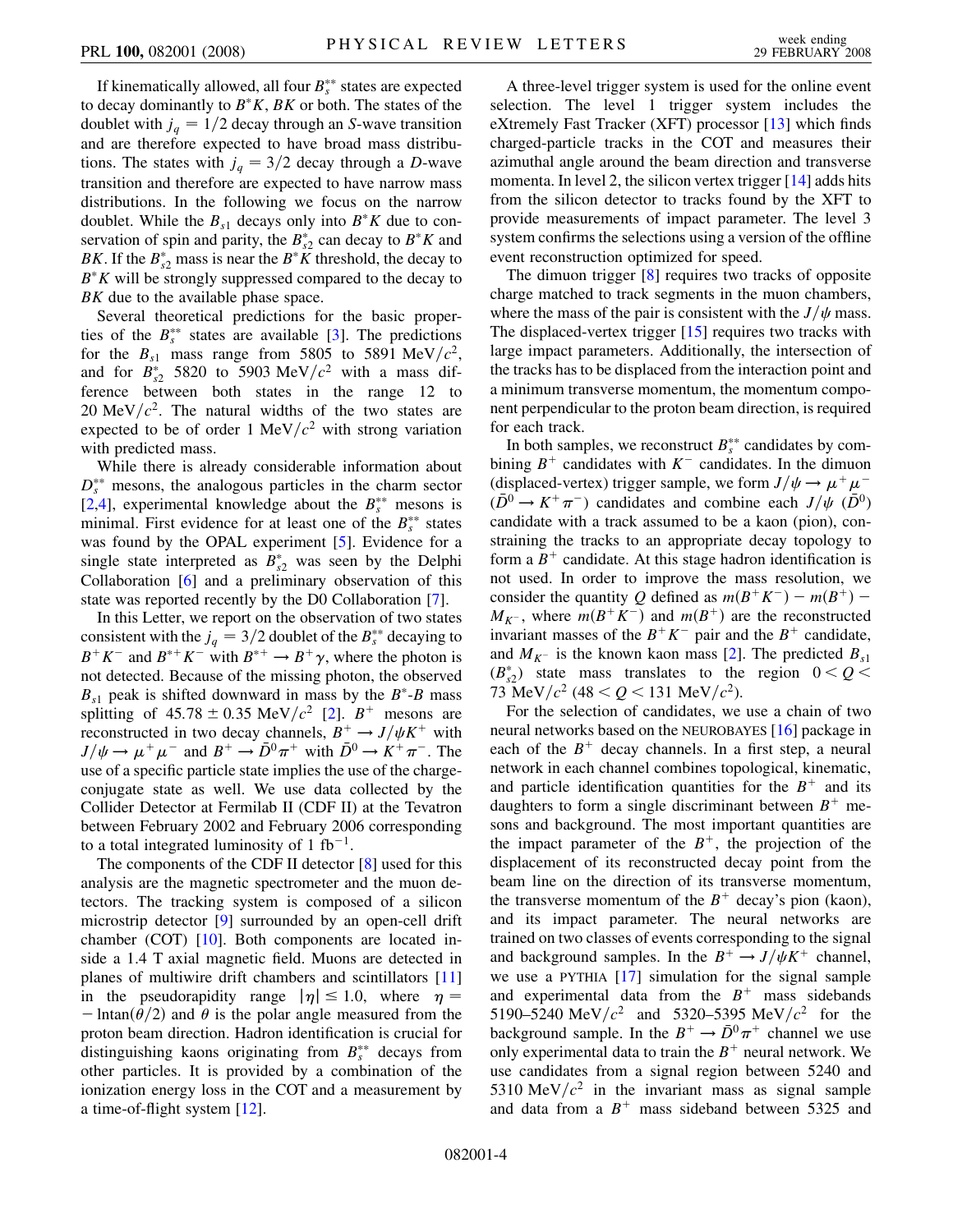If kinematically allowed, all four $B_s^{**}$ states are expected to decay dominantly to $B^*K$, $BK$ or both. The states of the doublet with $j_q = 1/2$ decay through an $S$-wave transition and are therefore expected to have broad mass distributions. The states with $j_q = 3/2$ decay through a $D$-wave transition and therefore are expected to have narrow mass distributions. In the following we focus on the narrow doublet. While the $B_{s1}$ decays only into $B^*K$ due to conservation of spin and parity, the $B_{s2}^*$ can decay to $B^*K$ and $BK$. If the $B_{s2}^*$ mass is near the $B^*K$ threshold, the decay to $B^*K$ will be strongly suppressed compared to the decay to $BK$ due to the available phase space.

Several theoretical predictions for the basic properties of the $B_s^{**}$ states are available [3]. The predictions for the $B_{s1}$ mass range from 5805 to 5891 MeV/$c^2$, and for $B_{s2}^*$ 5820 to 5903 MeV/$c^2$ with a mass difference between both states in the range 12 to 20 MeV/$c^2$. The natural widths of the two states are expected to be of order 1 MeV/$c^2$ with strong variation with predicted mass.

While there is already considerable information about $D_s^{**}$ mesons, the analogous particles in the charm sector [2,4], experimental knowledge about the $B_s^{**}$ mesons is minimal. First evidence for at least one of the $B_s^{**}$ states was found by the OPAL experiment [5]. Evidence for a single state interpreted as $B_{s2}^*$ was seen by the Delphi Collaboration [6] and a preliminary observation of this state was reported recently by the D0 Collaboration [7].

In this Letter, we report on the observation of two states consistent with the $j_q = 3/2$ doublet of the $B_s^{**}$ decaying to $B^+K^-$ and $B^{*+}K^-$ with $B^{*+} \to B^+\gamma$, where the photon is not detected. Because of the missing photon, the observed $B_{s1}$ peak is shifted downward in mass by the $B^*$-$B$ mass splitting of $45.78 \pm 0.35$ MeV/$c^2$ [2]. $B^+$ mesons are reconstructed in two decay channels, $B^+ \to J/\psi K^+$ with $J/\psi \to \mu^+\mu^-$ and $B^+ \to \bar{D}^0\pi^+$ with $\bar{D}^0 \to K^+\pi^-$. The use of a specific particle state implies the use of the charge-conjugate state as well. We use data collected by the Collider Detector at Fermilab II (CDF II) at the Tevatron between February 2002 and February 2006 corresponding to a total integrated luminosity of 1 fb$^{-1}$.

The components of the CDF II detector [8] used for this analysis are the magnetic spectrometer and the muon detectors. The tracking system is composed of a silicon microstrip detector [9] surrounded by an open-cell drift chamber (COT) [10]. Both components are located inside a 1.4 T axial magnetic field. Muons are detected in planes of multiwire drift chambers and scintillators [11] in the pseudorapidity range $|\eta| \leq 1.0$, where $\eta = -\ln\tan(\theta/2)$ and $\theta$ is the polar angle measured from the proton beam direction. Hadron identification is crucial for distinguishing kaons originating from $B_s^{**}$ decays from other particles. It is provided by a combination of the ionization energy loss in the COT and a measurement by a time-of-flight system [12].

A three-level trigger system is used for the online event selection. The level 1 trigger system includes the eXtremely Fast Tracker (XFT) processor [13] which finds charged-particle tracks in the COT and measures their azimuthal angle around the beam direction and transverse momenta. In level 2, the silicon vertex trigger [14] adds hits from the silicon detector to tracks found by the XFT to provide measurements of impact parameter. The level 3 system confirms the selections using a version of the offline event reconstruction optimized for speed.

The dimuon trigger [8] requires two tracks of opposite charge matched to track segments in the muon chambers, where the mass of the pair is consistent with the $J/\psi$ mass. The displaced-vertex trigger [15] requires two tracks with large impact parameters. Additionally, the intersection of the tracks has to be displaced from the interaction point and a minimum transverse momentum, the momentum component perpendicular to the proton beam direction, is required for each track.

In both samples, we reconstruct $B_s^{**}$ candidates by combining $B^+$ candidates with $K^-$ candidates. In the dimuon (displaced-vertex) trigger sample, we form $J/\psi \to \mu^+\mu^-$ ($\bar{D}^0 \to K^+\pi^-$) candidates and combine each $J/\psi$ ($\bar{D}^0$) candidate with a track assumed to be a kaon (pion), constraining the tracks to an appropriate decay topology to form a $B^+$ candidate. At this stage hadron identification is not used. In order to improve the mass resolution, we consider the quantity $Q$ defined as $m(B^+K^-) - m(B^+) - M_{K^-}$, where $m(B^+K^-)$ and $m(B^+)$ are the reconstructed invariant masses of the $B^+K^-$ pair and the $B^+$ candidate, and $M_{K^-}$ is the known kaon mass [2]. The predicted $B_{s1}$ ($B_{s2}^*$) state mass translates to the region $0 < Q < 73$ MeV/$c^2$ ($48 < Q < 131$ MeV/$c^2$).

For the selection of candidates, we use a chain of two neural networks based on the NEUROBAYES [16] package in each of the $B^+$ decay channels. In a first step, a neural network in each channel combines topological, kinematic, and particle identification quantities for the $B^+$ and its daughters to form a single discriminant between $B^+$ mesons and background. The most important quantities are the impact parameter of the $B^+$, the projection of the displacement of its reconstructed decay point from the beam line on the direction of its transverse momentum, the transverse momentum of the $B^+$ decay's pion (kaon), and its impact parameter. The neural networks are trained on two classes of events corresponding to the signal and background samples. In the $B^+ \to J/\psi K^+$ channel, we use a PYTHIA [17] simulation for the signal sample and experimental data from the $B^+$ mass sidebands 5190–5240 MeV/$c^2$ and 5320–5395 MeV/$c^2$ for the background sample. In the $B^+ \to \bar{D}^0\pi^+$ channel we use only experimental data to train the $B^+$ neural network. We use candidates from a signal region between 5240 and 5310 MeV/$c^2$ in the invariant mass as signal sample and data from a $B^+$ mass sideband between 5325 and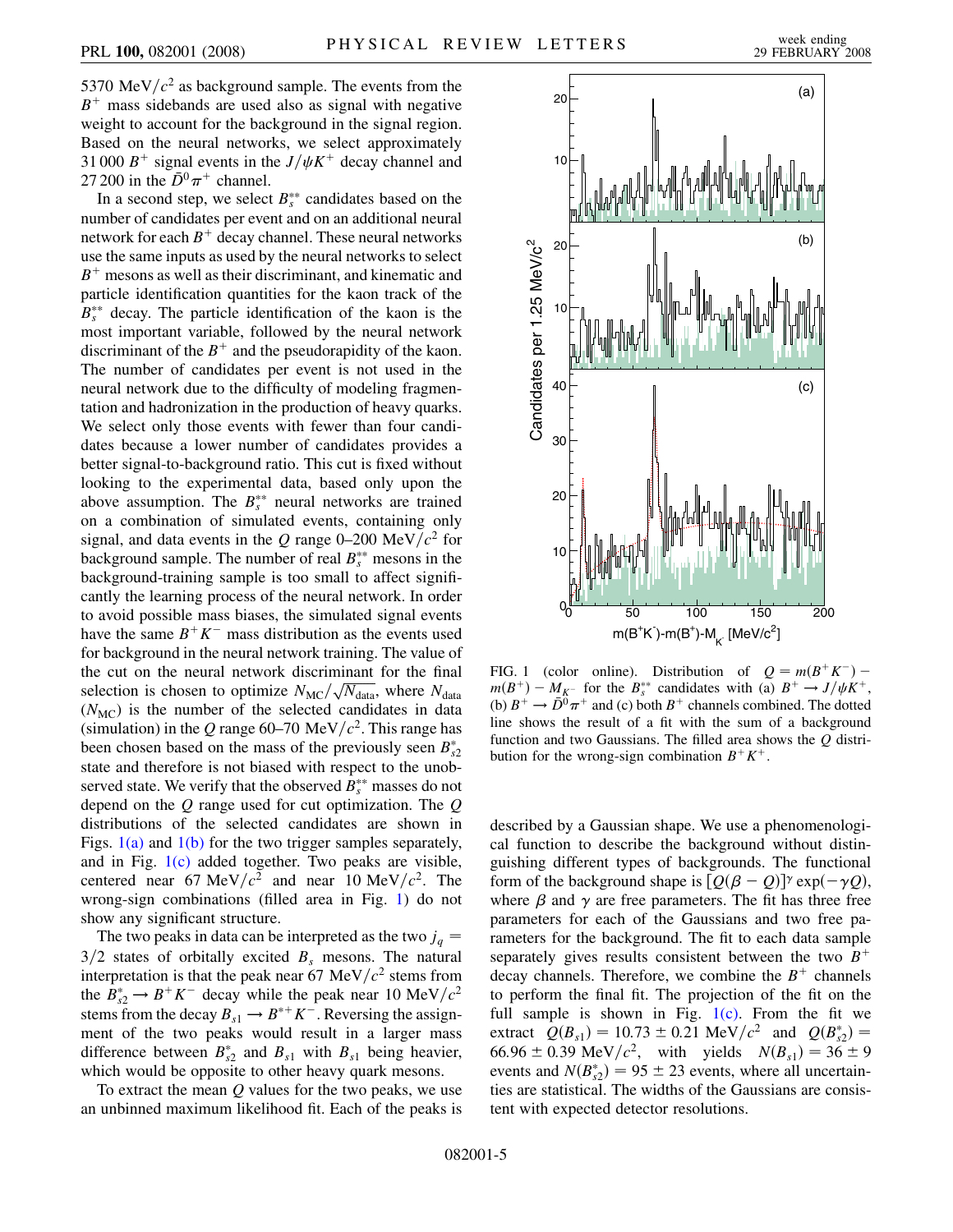5370 MeV/$c^2$ as background sample. The events from the $B^+$ mass sidebands are used also as signal with negative weight to account for the background in the signal region. Based on the neural networks, we select approximately 31 000 $B^+$ signal events in the $J/\psi K^+$ decay channel and 27 200 in the $\bar{D}^0\pi^+$ channel.

In a second step, we select $B_s^{**}$ candidates based on the number of candidates per event and on an additional neural network for each $B^+$ decay channel. These neural networks use the same inputs as used by the neural networks to select $B^+$ mesons as well as their discriminant, and kinematic and particle identification quantities for the kaon track of the $B_s^{**}$ decay. The particle identification of the kaon is the most important variable, followed by the neural network discriminant of the $B^+$ and the pseudorapidity of the kaon. The number of candidates per event is not used in the neural network due to the difficulty of modeling fragmentation and hadronization in the production of heavy quarks. We select only those events with fewer than four candidates because a lower number of candidates provides a better signal-to-background ratio. This cut is fixed without looking to the experimental data, based only upon the above assumption. The $B_s^{**}$ neural networks are trained on a combination of simulated events, containing only signal, and data events in the $Q$ range 0–200 MeV/$c^2$ for background sample. The number of real $B_s^{**}$ mesons in the background-training sample is too small to affect significantly the learning process of the neural network. In order to avoid possible mass biases, the simulated signal events have the same $B^+K^-$ mass distribution as the events used for background in the neural network training. The value of the cut on the neural network discriminant for the final selection is chosen to optimize $N_{\mathrm{MC}}/\sqrt{N_{\mathrm{data}}}$, where $N_{\mathrm{data}}$ ($N_{\mathrm{MC}}$) is the number of the selected candidates in data (simulation) in the $Q$ range 60–70 MeV/$c^2$. This range has been chosen based on the mass of the previously seen $B_{s2}^*$ state and therefore is not biased with respect to the unobserved state. We verify that the observed $B_s^{**}$ masses do not depend on the $Q$ range used for cut optimization. The $Q$ distributions of the selected candidates are shown in Figs. 1(a) and 1(b) for the two trigger samples separately, and in Fig. 1(c) added together. Two peaks are visible, centered near 67 MeV/$c^2$ and near 10 MeV/$c^2$. The wrong-sign combinations (filled area in Fig. 1) do not show any significant structure.

The two peaks in data can be interpreted as the two $j_q = 3/2$ states of orbitally excited $B_s$ mesons. The natural interpretation is that the peak near 67 MeV/$c^2$ stems from the $B_{s2}^* \to B^+K^-$ decay while the peak near 10 MeV/$c^2$ stems from the decay $B_{s1} \to B^{*+}K^-$. Reversing the assignment of the two peaks would result in a larger mass difference between $B_{s2}^*$ and $B_{s1}$ with $B_{s1}$ being heavier, which would be opposite to other heavy quark mesons.

To extract the mean $Q$ values for the two peaks, we use an unbinned maximum likelihood fit. Each of the peaks is described by a Gaussian shape. We use a phenomenological function to describe the background without distinguishing different types of backgrounds. The functional form of the background shape is $[Q(\beta - Q)]^\gamma \exp(-\gamma Q)$, where $\beta$ and $\gamma$ are free parameters. The fit has three free parameters for each of the Gaussians and two free parameters for the background. The fit to each data sample separately gives results consistent between the two $B^+$ decay channels. Therefore, we combine the $B^+$ channels to perform the final fit. The projection of the fit on the full sample is shown in Fig. 1(c). From the fit we extract $Q(B_{s1}) = 10.73 \pm 0.21$ MeV/$c^2$ and $Q(B_{s2}^*) = 66.96 \pm 0.39$ MeV/$c^2$, with yields $N(B_{s1}) = 36 \pm 9$ events and $N(B_{s2}^*) = 95 \pm 23$ events, where all uncertainties are statistical. The widths of the Gaussians are consistent with expected detector resolutions.

FIG. 1 (color online). Distribution of $Q = m(B^+K^-) - m(B^+) - M_{K^-}$ for the $B_s^{**}$ candidates with (a) $B^+ \to J/\psi K^+$, (b) $B^+ \to \bar{D}^0\pi^+$ and (c) both $B^+$ channels combined. The dotted line shows the result of a fit with the sum of a background function and two Gaussians. The filled area shows the $Q$ distribution for the wrong-sign combination $B^+K^+$.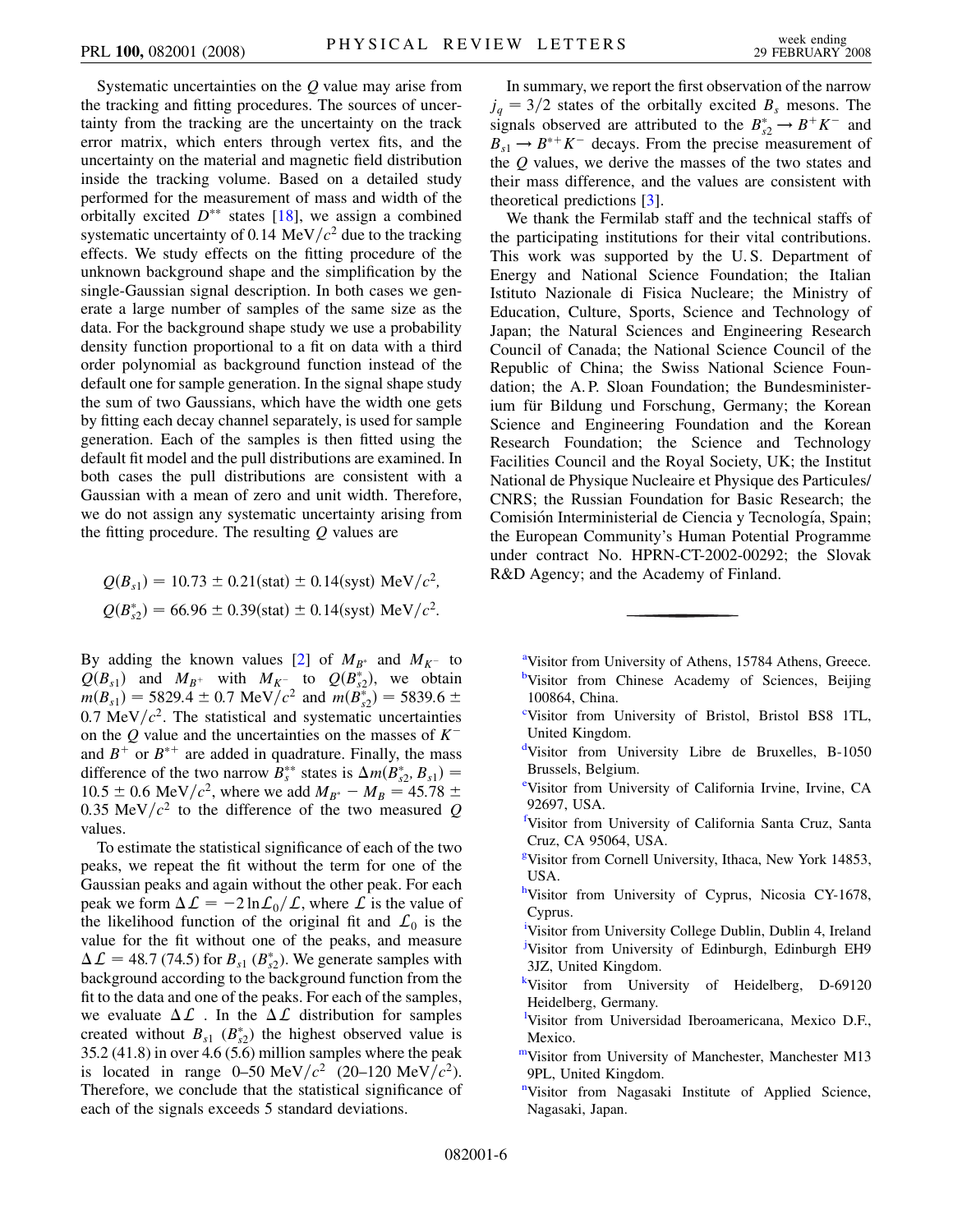Systematic uncertainties on the $Q$ value may arise from the tracking and fitting procedures. The sources of uncertainty from the tracking are the uncertainty on the track error matrix, which enters through vertex fits, and the uncertainty on the material and magnetic field distribution inside the tracking volume. Based on a detailed study performed for the measurement of mass and width of the orbitally excited $D^{**}$ states [18], we assign a combined systematic uncertainty of 0.14 MeV/$c^2$ due to the tracking effects. We study effects on the fitting procedure of the unknown background shape and the simplification by the single-Gaussian signal description. In both cases we generate a large number of samples of the same size as the data. For the background shape study we use a probability density function proportional to a fit on data with a third order polynomial as background function instead of the default one for sample generation. In the signal shape study the sum of two Gaussians, which have the width one gets by fitting each decay channel separately, is used for sample generation. Each of the samples is then fitted using the default fit model and the pull distributions are examined. In both cases the pull distributions are consistent with a Gaussian with a mean of zero and unit width. Therefore, we do not assign any systematic uncertainty arising from the fitting procedure. The resulting $Q$ values are

$$Q(B_{s1}) = 10.73 \pm 0.21(\text{stat}) \pm 0.14(\text{syst})\ \text{MeV}/c^2,$$
$$Q(B_{s2}^*) = 66.96 \pm 0.39(\text{stat}) \pm 0.14(\text{syst})\ \text{MeV}/c^2.$$

By adding the known values [2] of $M_{B^*}$ and $M_{K^-}$ to $Q(B_{s1})$ and $M_{B^+}$ with $M_{K^-}$ to $Q(B_{s2}^*)$, we obtain $m(B_{s1}) = 5829.4 \pm 0.7$ MeV/$c^2$ and $m(B_{s2}^*) = 5839.6 \pm 0.7$ MeV/$c^2$. The statistical and systematic uncertainties on the $Q$ value and the uncertainties on the masses of $K^-$ and $B^+$ or $B^{*+}$ are added in quadrature. Finally, the mass difference of the two narrow $B_s^{**}$ states is $\Delta m(B_{s2}^*, B_{s1}) = 10.5 \pm 0.6$ MeV/$c^2$, where we add $M_{B^*} - M_B = 45.78 \pm 0.35$ MeV/$c^2$ to the difference of the two measured $Q$ values.

To estimate the statistical significance of each of the two peaks, we repeat the fit without the term for one of the Gaussian peaks and again without the other peak. For each peak we form $\Delta\mathcal{L} = -2\ln\mathcal{L}_0/\mathcal{L}$, where $\mathcal{L}$ is the value of the likelihood function of the original fit and $\mathcal{L}_0$ is the value for the fit without one of the peaks, and measure $\Delta\mathcal{L} = 48.7$ (74.5) for $B_{s1}$ ($B_{s2}^*$). We generate samples with background according to the background function from the fit to the data and one of the peaks. For each of the samples, we evaluate $\Delta\mathcal{L}$. In the $\Delta\mathcal{L}$ distribution for samples created without $B_{s1}$ ($B_{s2}^*$) the highest observed value is 35.2 (41.8) in over 4.6 (5.6) million samples where the peak is located in range 0–50 MeV/$c^2$ (20–120 MeV/$c^2$). Therefore, we conclude that the statistical significance of each of the signals exceeds 5 standard deviations.

In summary, we report the first observation of the narrow $j_q = 3/2$ states of the orbitally excited $B_s$ mesons. The signals observed are attributed to the $B_{s2}^* \to B^+K^-$ and $B_{s1} \to B^{*+}K^-$ decays. From the precise measurement of the $Q$ values, we derive the masses of the two states and their mass difference, and the values are consistent with theoretical predictions [3].

We thank the Fermilab staff and the technical staffs of the participating institutions for their vital contributions. This work was supported by the U. S. Department of Energy and National Science Foundation; the Italian Istituto Nazionale di Fisica Nucleare; the Ministry of Education, Culture, Sports, Science and Technology of Japan; the Natural Sciences and Engineering Research Council of Canada; the National Science Council of the Republic of China; the Swiss National Science Foundation; the A. P. Sloan Foundation; the Bundesministerium für Bildung und Forschung, Germany; the Korean Science and Engineering Foundation and the Korean Research Foundation; the Science and Technology Facilities Council and the Royal Society, UK; the Institut National de Physique Nucleaire et Physique des Particules/CNRS; the Russian Foundation for Basic Research; the Comisión Interministerial de Ciencia y Tecnología, Spain; the European Community's Human Potential Programme under contract No. HPRN-CT-2002-00292; the Slovak R&D Agency; and the Academy of Finland.

---

[a]Visitor from University of Athens, 15784 Athens, Greece.
[b]Visitor from Chinese Academy of Sciences, Beijing 100864, China.
[c]Visitor from University of Bristol, Bristol BS8 1TL, United Kingdom.
[d]Visitor from University Libre de Bruxelles, B-1050 Brussels, Belgium.
[e]Visitor from University of California Irvine, Irvine, CA 92697, USA.
[f]Visitor from University of California Santa Cruz, Santa Cruz, CA 95064, USA.
[g]Visitor from Cornell University, Ithaca, New York 14853, USA.
[h]Visitor from University of Cyprus, Nicosia CY-1678, Cyprus.
[i]Visitor from University College Dublin, Dublin 4, Ireland
[j]Visitor from University of Edinburgh, Edinburgh EH9 3JZ, United Kingdom.
[k]Visitor from University of Heidelberg, D-69120 Heidelberg, Germany.
[l]Visitor from Universidad Iberoamericana, Mexico D.F., Mexico.
[m]Visitor from University of Manchester, Manchester M13 9PL, United Kingdom.
[n]Visitor from Nagasaki Institute of Applied Science, Nagasaki, Japan.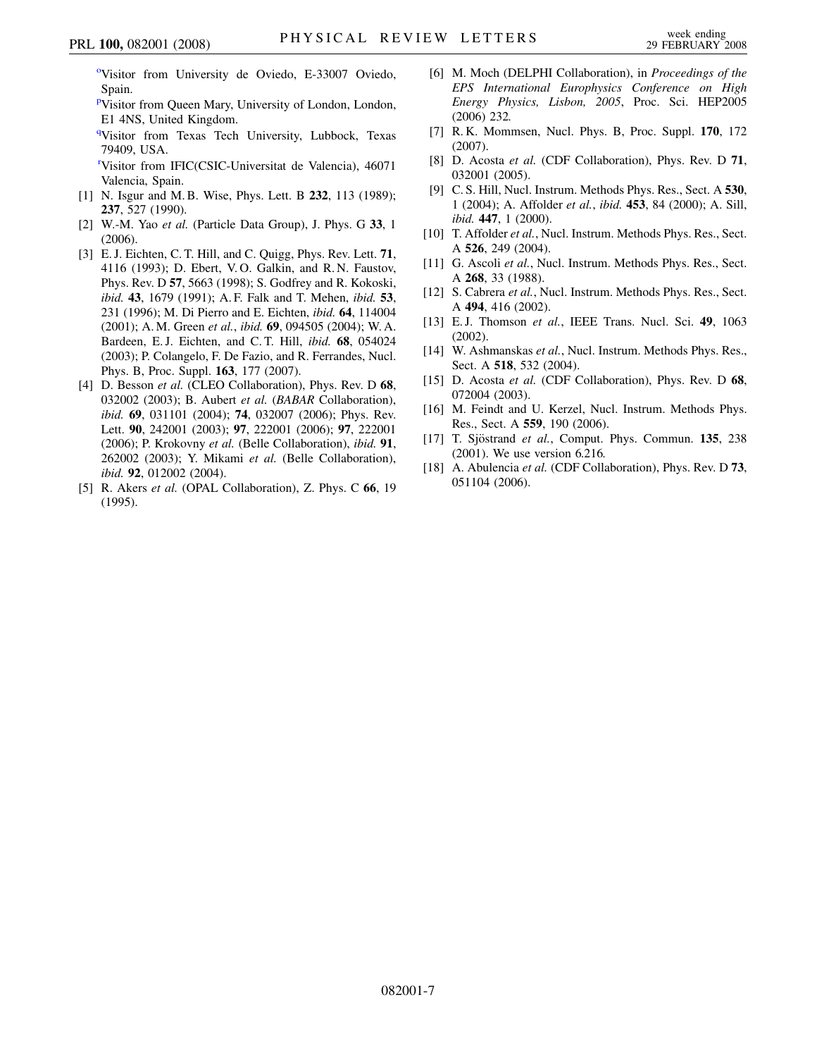[o]Visitor from University de Oviedo, E-33007 Oviedo, Spain.

[p]Visitor from Queen Mary, University of London, London, E1 4NS, United Kingdom.

[q]Visitor from Texas Tech University, Lubbock, Texas 79409, USA.

[r]Visitor from IFIC(CSIC-Universitat de Valencia), 46071 Valencia, Spain.

[1] N. Isgur and M. B. Wise, Phys. Lett. B **232**, 113 (1989); **237**, 527 (1990).

[2] W.-M. Yao *et al.* (Particle Data Group), J. Phys. G **33**, 1 (2006).

[3] E. J. Eichten, C. T. Hill, and C. Quigg, Phys. Rev. Lett. **71**, 4116 (1993); D. Ebert, V. O. Galkin, and R. N. Faustov, Phys. Rev. D **57**, 5663 (1998); S. Godfrey and R. Kokoski, *ibid.* **43**, 1679 (1991); A. F. Falk and T. Mehen, *ibid.* **53**, 231 (1996); M. Di Pierro and E. Eichten, *ibid.* **64**, 114004 (2001); A. M. Green *et al.*, *ibid.* **69**, 094505 (2004); W. A. Bardeen, E. J. Eichten, and C. T. Hill, *ibid.* **68**, 054024 (2003); P. Colangelo, F. De Fazio, and R. Ferrandes, Nucl. Phys. B, Proc. Suppl. **163**, 177 (2007).

[4] D. Besson *et al.* (CLEO Collaboration), Phys. Rev. D **68**, 032002 (2003); B. Aubert *et al.* (*BABAR* Collaboration), *ibid.* **69**, 031101 (2004); **74**, 032007 (2006); Phys. Rev. Lett. **90**, 242001 (2003); **97**, 222001 (2006); **97**, 222001 (2006); P. Krokovny *et al.* (Belle Collaboration), *ibid.* **91**, 262002 (2003); Y. Mikami *et al.* (Belle Collaboration), *ibid.* **92**, 012002 (2004).

[5] R. Akers *et al.* (OPAL Collaboration), Z. Phys. C **66**, 19 (1995).

[6] M. Moch (DELPHI Collaboration), in *Proceedings of the EPS International Europhysics Conference on High Energy Physics, Lisbon, 2005*, Proc. Sci. HEP2005 (2006) 232.

[7] R. K. Mommsen, Nucl. Phys. B, Proc. Suppl. **170**, 172 (2007).

[8] D. Acosta *et al.* (CDF Collaboration), Phys. Rev. D **71**, 032001 (2005).

[9] C. S. Hill, Nucl. Instrum. Methods Phys. Res., Sect. A **530**, 1 (2004); A. Affolder *et al.*, *ibid.* **453**, 84 (2000); A. Sill, *ibid.* **447**, 1 (2000).

[10] T. Affolder *et al.*, Nucl. Instrum. Methods Phys. Res., Sect. A **526**, 249 (2004).

[11] G. Ascoli *et al.*, Nucl. Instrum. Methods Phys. Res., Sect. A **268**, 33 (1988).

[12] S. Cabrera *et al.*, Nucl. Instrum. Methods Phys. Res., Sect. A **494**, 416 (2002).

[13] E. J. Thomson *et al.*, IEEE Trans. Nucl. Sci. **49**, 1063 (2002).

[14] W. Ashmanskas *et al.*, Nucl. Instrum. Methods Phys. Res., Sect. A **518**, 532 (2004).

[15] D. Acosta *et al.* (CDF Collaboration), Phys. Rev. D **68**, 072004 (2003).

[16] M. Feindt and U. Kerzel, Nucl. Instrum. Methods Phys. Res., Sect. A **559**, 190 (2006).

[17] T. Sjöstrand *et al.*, Comput. Phys. Commun. **135**, 238 (2001). We use version 6.216.

[18] A. Abulencia *et al.* (CDF Collaboration), Phys. Rev. D **73**, 051104 (2006).